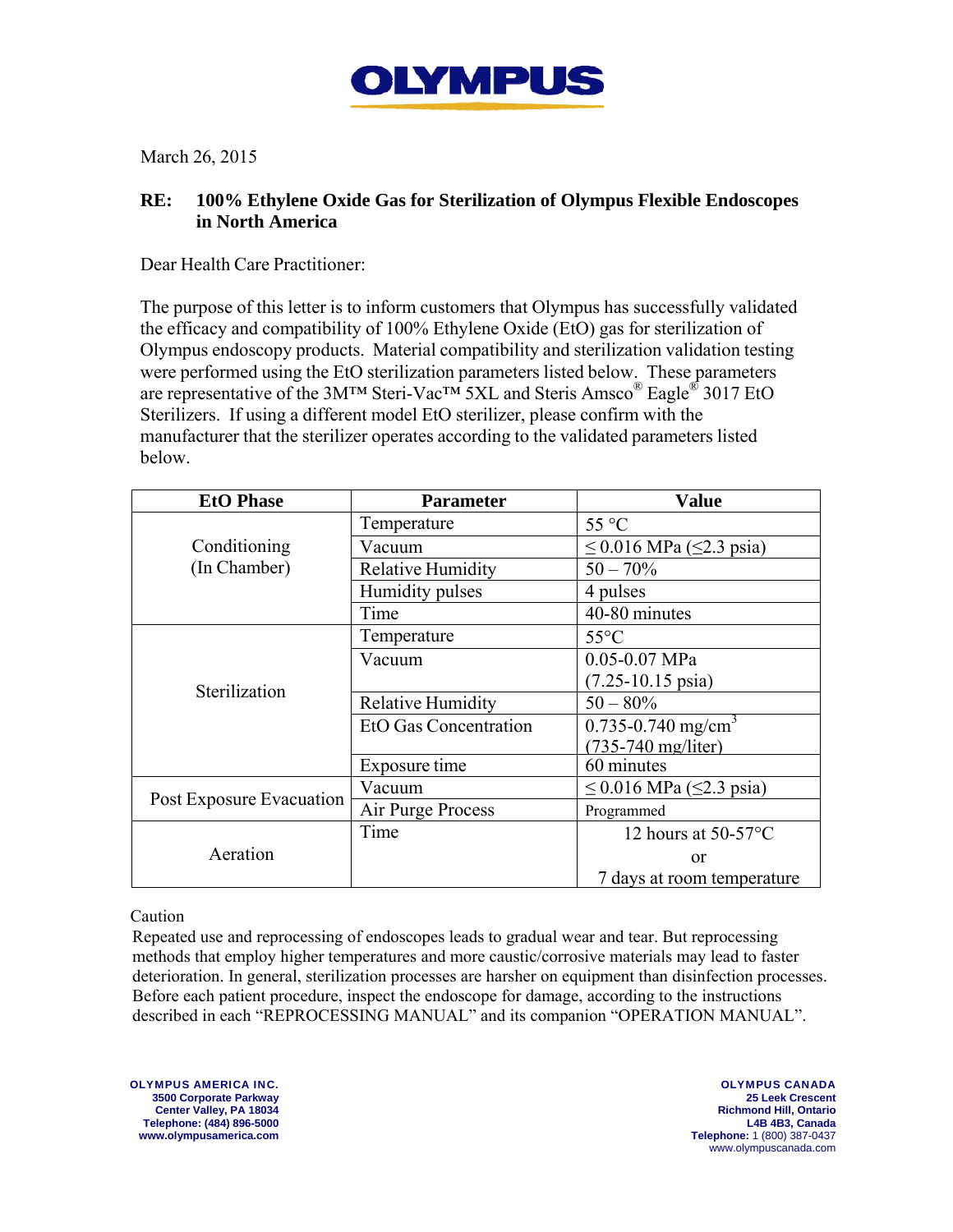# OLYMPUS

March 26, 2015

**RE: 100% Ethylene Oxide Gas for Sterilization of Olympus Flexible Endoscopes in North America**

Dear Health Care Practitioner:

The purpose of this letter is to inform customers that Olympus has successfully validated the efficacy and compatibility of 100% Ethylene Oxide (EtO) gas for sterilization of Olympus endoscopy products. Material compatibility and sterilization validation testing were performed using the EtO sterilization parameters listed below. These parameters are representative of the 3M™ Steri-Vac™ 5XL and Steris Amsco® Eagle® 3017 EtO Sterilizers. If using a different model EtO sterilizer, please confirm with the manufacturer that the sterilizer operates according to the validated parameters listed below.

| EtO Phase | Parameter | Value |
|---|---|---|
| Conditioning (In Chamber) | Temperature | 55 °C |
| | Vacuum | ≤ 0.016 MPa (≤2.3 psia) |
| | Relative Humidity | 50 – 70% |
| | Humidity pulses | 4 pulses |
| | Time | 40-80 minutes |
| Sterilization | Temperature | 55°C |
| | Vacuum | 0.05-0.07 MPa (7.25-10.15 psia) |
| | Relative Humidity | 50 – 80% |
| | EtO Gas Concentration | 0.735-0.740 mg/cm$^3$ (735-740 mg/liter) |
| | Exposure time | 60 minutes |
| Post Exposure Evacuation | Vacuum | ≤ 0.016 MPa (≤2.3 psia) |
| | Air Purge Process | Programmed |
| Aeration | Time | 12 hours at 50-57°C or 7 days at room temperature |

Caution

Repeated use and reprocessing of endoscopes leads to gradual wear and tear. But reprocessing methods that employ higher temperatures and more caustic/corrosive materials may lead to faster deterioration. In general, sterilization processes are harsher on equipment than disinfection processes. Before each patient procedure, inspect the endoscope for damage, according to the instructions described in each "REPROCESSING MANUAL" and its companion "OPERATION MANUAL".

**OLYMPUS AMERICA INC.**
3500 Corporate Parkway
Center Valley, PA 18034
Telephone: (484) 896-5000
www.olympusamerica.com

**OLYMPUS CANADA**
25 Leek Crescent
Richmond Hill, Ontario
L4B 4B3, Canada
Telephone: 1 (800) 387-0437
www.olympuscanada.com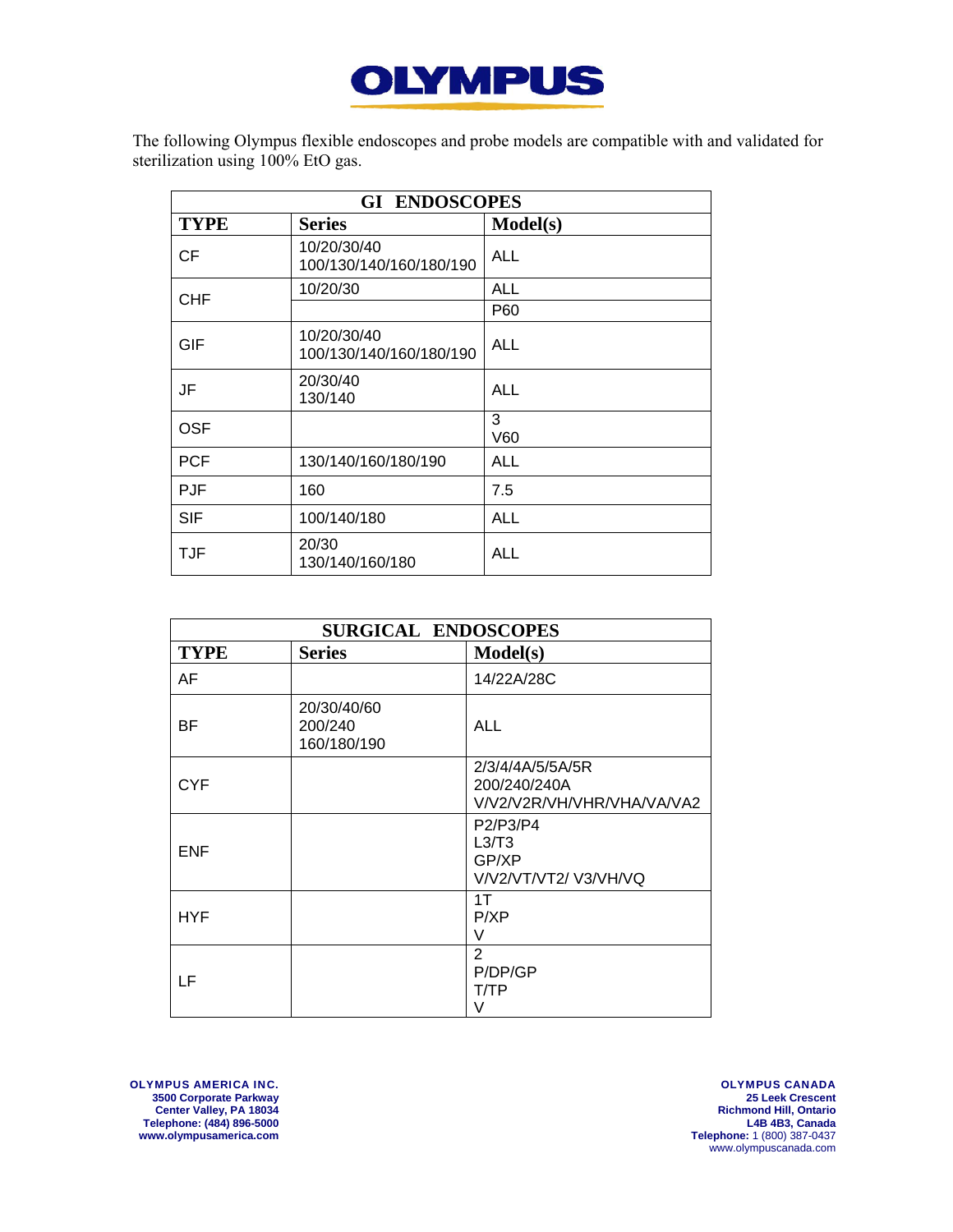# OLYMPUS

The following Olympus flexible endoscopes and probe models are compatible with and validated for sterilization using 100% EtO gas.

| GI ENDOSCOPES | | |
|---|---|---|
| **TYPE** | **Series** | **Model(s)** |
| CF | 10/20/30/40<br>100/130/140/160/180/190 | ALL |
| CHF | 10/20/30 | ALL |
| | | P60 |
| GIF | 10/20/30/40<br>100/130/140/160/180/190 | ALL |
| JF | 20/30/40<br>130/140 | ALL |
| OSF | | 3<br>V60 |
| PCF | 130/140/160/180/190 | ALL |
| PJF | 160 | 7.5 |
| SIF | 100/140/180 | ALL |
| TJF | 20/30<br>130/140/160/180 | ALL |

| SURGICAL ENDOSCOPES | | |
|---|---|---|
| **TYPE** | **Series** | **Model(s)** |
| AF | | 14/22A/28C |
| BF | 20/30/40/60<br>200/240<br>160/180/190 | ALL |
| CYF | | 2/3/4/4A/5/5A/5R<br>200/240/240A<br>V/V2/V2R/VH/VHR/VHA/VA/VA2 |
| ENF | | P2/P3/P4<br>L3/T3<br>GP/XP<br>V/V2/VT/VT2/ V3/VH/VQ |
| HYF | | 1T<br>P/XP<br>V |
| LF | | 2<br>P/DP/GP<br>T/TP<br>V |

**OLYMPUS AMERICA INC.**
**3500 Corporate Parkway**
**Center Valley, PA 18034**
**Telephone: (484) 896-5000**
**www.olympusamerica.com**

**OLYMPUS CANADA**
**25 Leek Crescent**
**Richmond Hill, Ontario**
**L4B 4B3, Canada**
**Telephone:** 1 (800) 387-0437
www.olympuscanada.com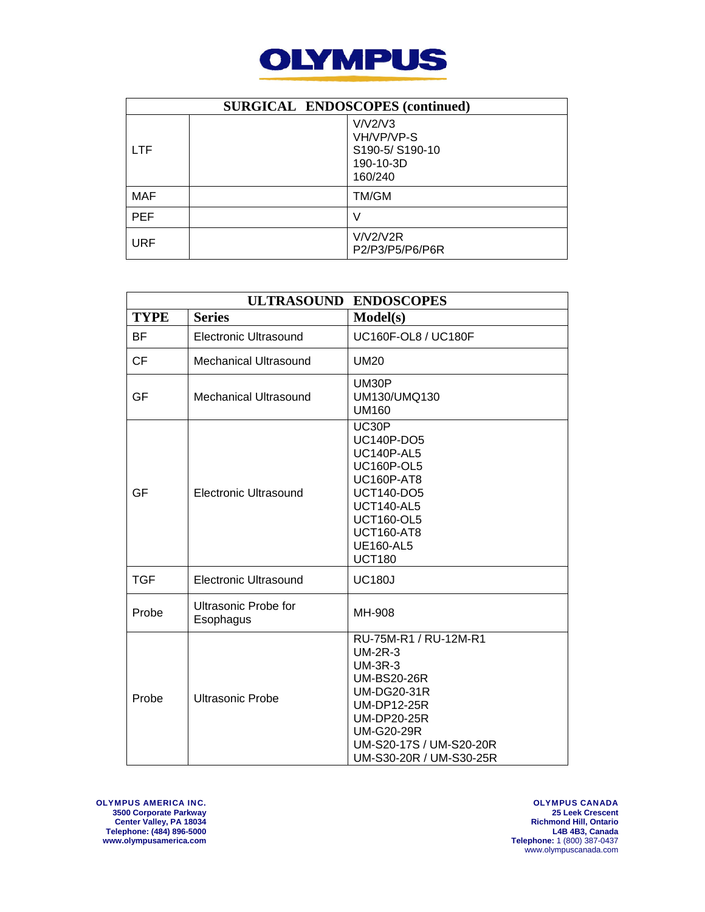# OLYMPUS

| SURGICAL ENDOSCOPES (continued) | | |
|---|---|---|
| LTF | | V/V2/V3<br>VH/VP/VP-S<br>S190-5/ S190-10<br>190-10-3D<br>160/240 |
| MAF | | TM/GM |
| PEF | | V |
| URF | | V/V2/V2R<br>P2/P3/P5/P6/P6R |

| ULTRASOUND ENDOSCOPES | | |
|---|---|---|
| **TYPE** | **Series** | **Model(s)** |
| BF | Electronic Ultrasound | UC160F-OL8 / UC180F |
| CF | Mechanical Ultrasound | UM20 |
| GF | Mechanical Ultrasound | UM30P<br>UM130/UMQ130<br>UM160 |
| GF | Electronic Ultrasound | UC30P<br>UC140P-DO5<br>UC140P-AL5<br>UC160P-OL5<br>UC160P-AT8<br>UCT140-DO5<br>UCT140-AL5<br>UCT160-OL5<br>UCT160-AT8<br>UE160-AL5<br>UCT180 |
| TGF | Electronic Ultrasound | UC180J |
| Probe | Ultrasonic Probe for Esophagus | MH-908 |
| Probe | Ultrasonic Probe | RU-75M-R1 / RU-12M-R1<br>UM-2R-3<br>UM-3R-3<br>UM-BS20-26R<br>UM-DG20-31R<br>UM-DP12-25R<br>UM-DP20-25R<br>UM-G20-29R<br>UM-S20-17S / UM-S20-20R<br>UM-S30-20R / UM-S30-25R |

**OLYMPUS AMERICA INC.**
**3500 Corporate Parkway**
**Center Valley, PA 18034**
**Telephone: (484) 896-5000**
**www.olympusamerica.com**

**OLYMPUS CANADA**
**25 Leek Crescent**
**Richmond Hill, Ontario**
**L4B 4B3, Canada**
**Telephone:** 1 (800) 387-0437
www.olympuscanada.com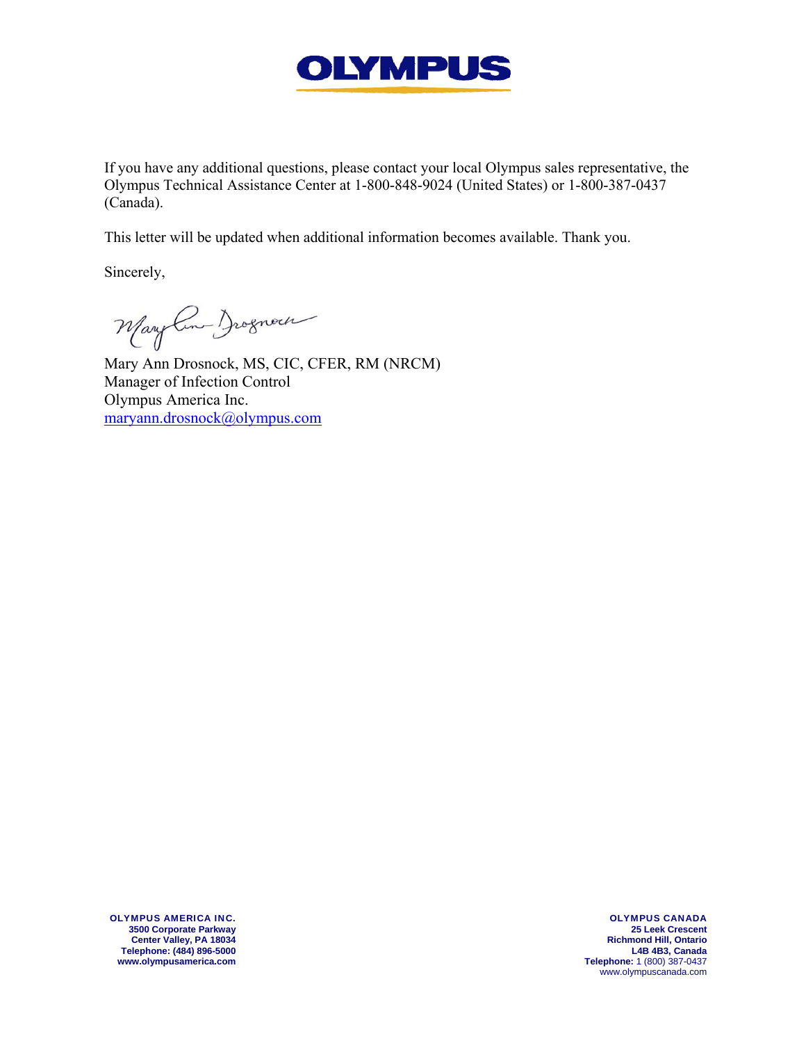If you have any additional questions, please contact your local Olympus sales representative, the Olympus Technical Assistance Center at 1-800-848-9024 (United States) or 1-800-387-0437 (Canada).

This letter will be updated when additional information becomes available. Thank you.

Sincerely,

Mary Ann Drosnock, MS, CIC, CFER, RM (NRCM)
Manager of Infection Control
Olympus America Inc.
maryann.drosnock@olympus.com

**OLYMPUS AMERICA INC.**
**3500 Corporate Parkway**
**Center Valley, PA 18034**
**Telephone: (484) 896-5000**
**www.olympusamerica.com**

**OLYMPUS CANADA**
**25 Leek Crescent**
**Richmond Hill, Ontario**
**L4B 4B3, Canada**
**Telephone:** 1 (800) 387-0437
www.olympuscanada.com